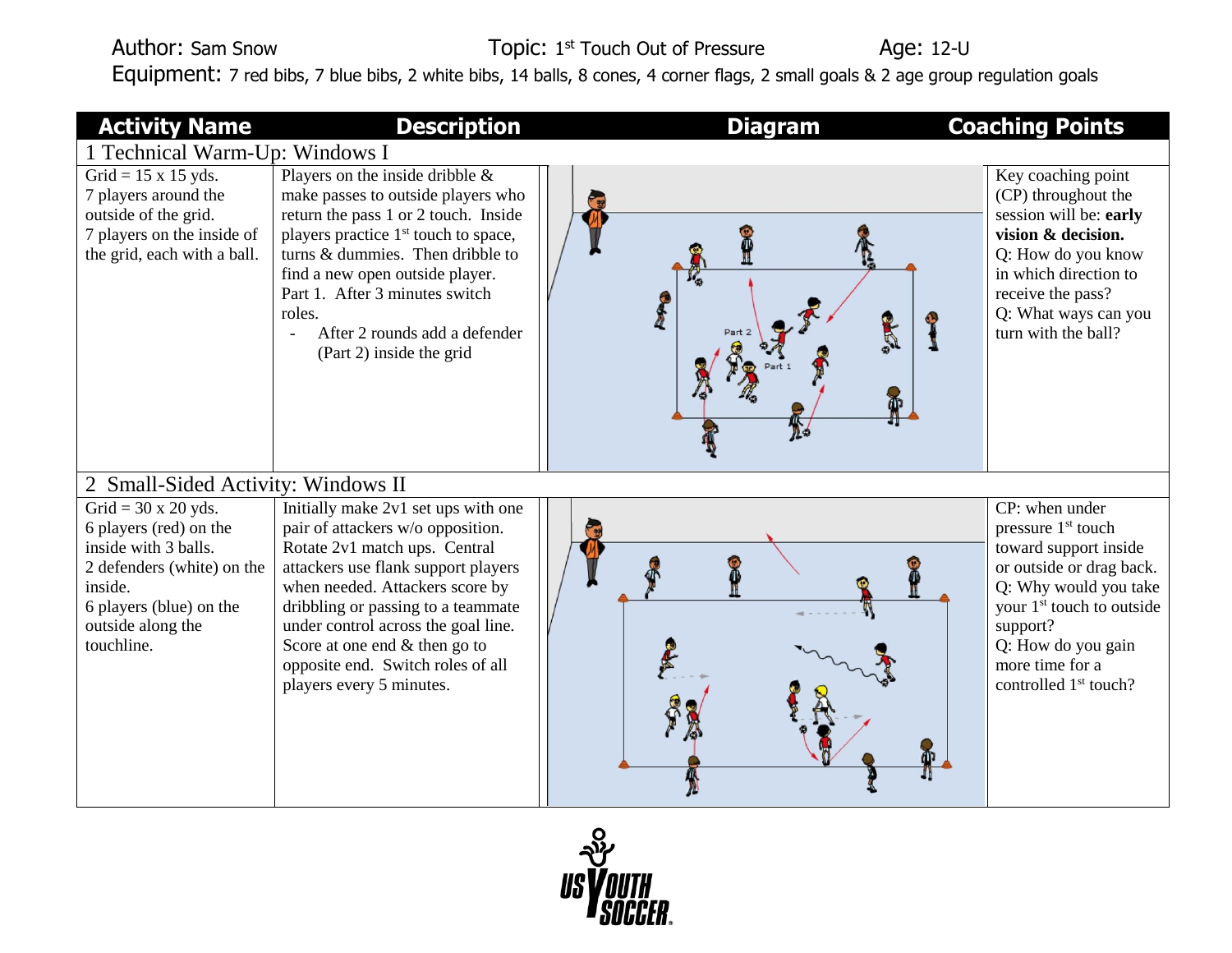Author: Sam Snow Topic: 1st Touch Out of Pressure Age: 12-U

Equipment: 7 red bibs, 7 blue bibs, 2 white bibs, 14 balls, 8 cones, 4 corner flags, 2 small goals & 2 age group regulation goals

| Activity Name | Description | Diagram | Coaching Points |
|---|---|---|---|
| **1 Technical Warm-Up: Windows I** | | | |
| Grid = 15 x 15 yds. 7 players around the outside of the grid. 7 players on the inside of the grid, each with a ball. | Players on the inside dribble & make passes to outside players who return the pass 1 or 2 touch. Inside players practice 1st touch to space, turns & dummies. Then dribble to find a new open outside player. Part 1. After 3 minutes switch roles.<br>- After 2 rounds add a defender (Part 2) inside the grid | Part 2<br>Part 1 | Key coaching point (CP) throughout the session will be: **early vision & decision.**<br>Q: How do you know in which direction to receive the pass?<br>Q: What ways can you turn with the ball? |
| **2 Small-Sided Activity: Windows II** | | | |
| Grid = 30 x 20 yds. 6 players (red) on the inside with 3 balls. 2 defenders (white) on the inside. 6 players (blue) on the outside along the touchline. | Initially make 2v1 set ups with one pair of attackers w/o opposition. Rotate 2v1 match ups. Central attackers use flank support players when needed. Attackers score by dribbling or passing to a teammate under control across the goal line. Score at one end & then go to opposite end. Switch roles of all players every 5 minutes. | | CP: when under pressure 1st touch toward support inside or outside or drag back.<br>Q: Why would you take your 1st touch to outside support?<br>Q: How do you gain more time for a controlled 1st touch? |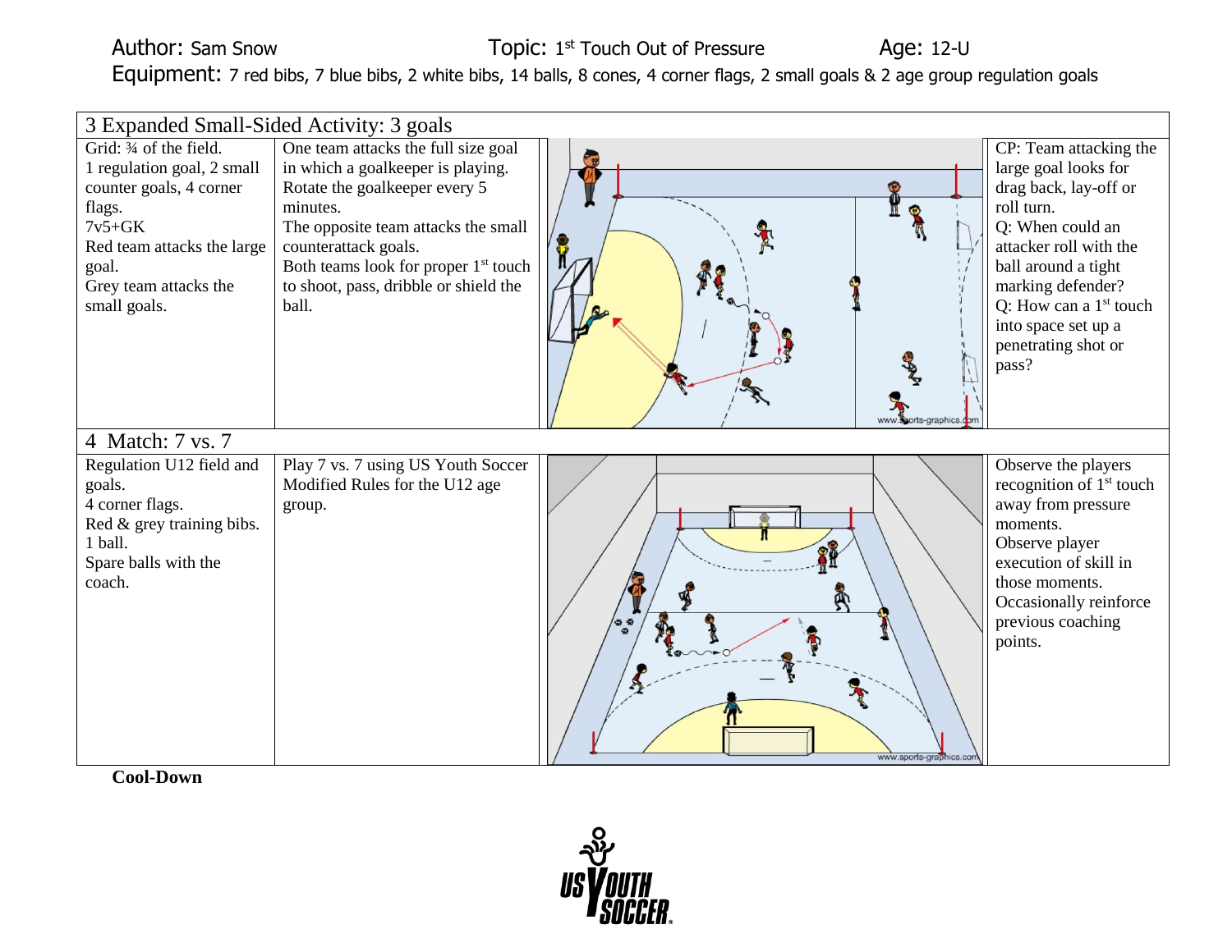Author: Sam Snow Topic: 1st Touch Out of Pressure Age: 12-U

Equipment: 7 red bibs, 7 blue bibs, 2 white bibs, 14 balls, 8 cones, 4 corner flags, 2 small goals & 2 age group regulation goals

| 3 Expanded Small-Sided Activity: 3 goals | | | |
|---|---|---|---|
| Grid: ¾ of the field.<br>1 regulation goal, 2 small counter goals, 4 corner flags.<br>7v5+GK<br>Red team attacks the large goal.<br>Grey team attacks the small goals. | One team attacks the full size goal in which a goalkeeper is playing.<br>Rotate the goalkeeper every 5 minutes.<br>The opposite team attacks the small counterattack goals.<br>Both teams look for proper 1st touch to shoot, pass, dribble or shield the ball. | | CP: Team attacking the large goal looks for drag back, lay-off or roll turn.<br>Q: When could an attacker roll with the ball around a tight marking defender?<br>Q: How can a 1st touch into space set up a penetrating shot or pass? |
| **4 Match: 7 vs. 7** | | | |
| Regulation U12 field and goals.<br>4 corner flags.<br>Red & grey training bibs.<br>1 ball.<br>Spare balls with the coach. | Play 7 vs. 7 using US Youth Soccer Modified Rules for the U12 age group. | | Observe the players recognition of 1st touch away from pressure moments.<br>Observe player execution of skill in those moments.<br>Occasionally reinforce previous coaching points. |

**Cool-Down**